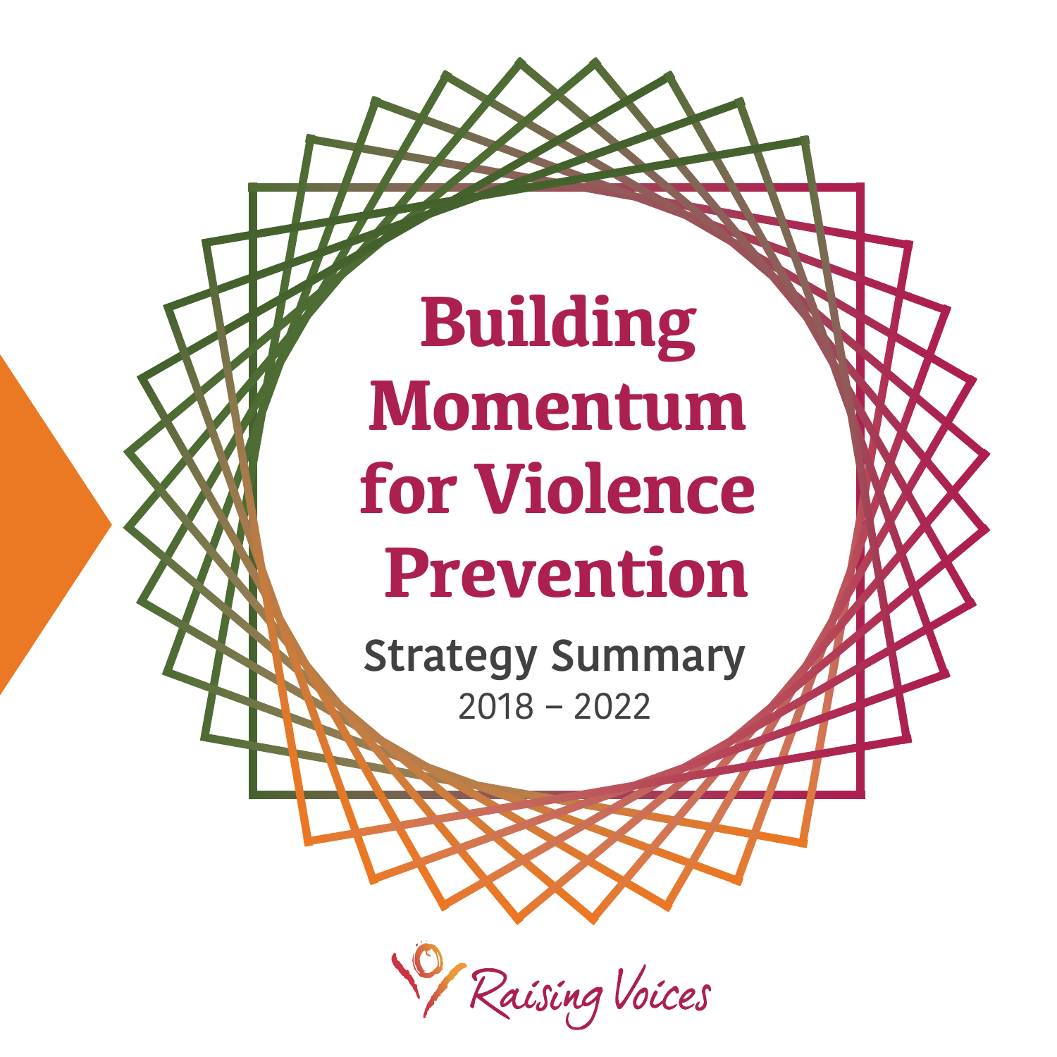# Building Momentum for Violence Prevention

## Strategy Summary

2018 – 2022

Raising Voices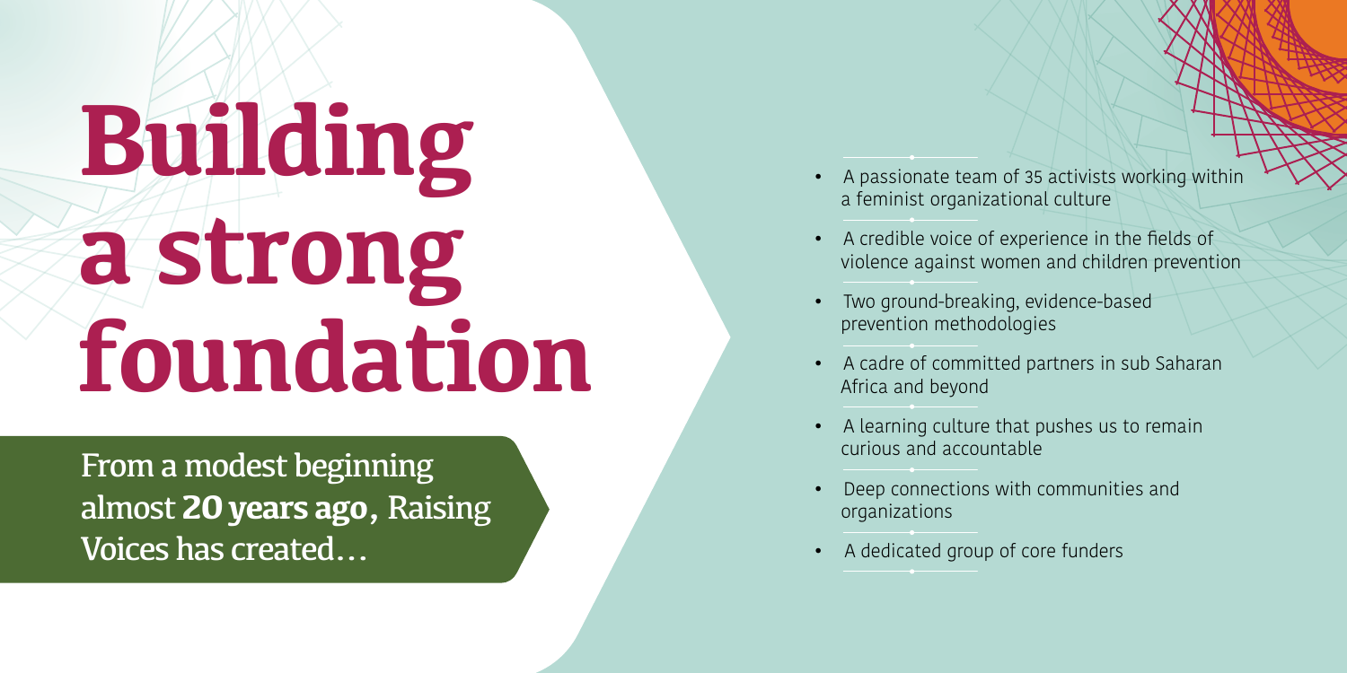# Building a strong foundation

From a modest beginning almost **20 years ago**, Raising Voices has created…

- A passionate team of 35 activists working within a feminist organizational culture
- A credible voice of experience in the fields of violence against women and children prevention
- Two ground-breaking, evidence-based prevention methodologies
- A cadre of committed partners in sub Saharan Africa and beyond
- A learning culture that pushes us to remain curious and accountable
- Deep connections with communities and organizations
- A dedicated group of core funders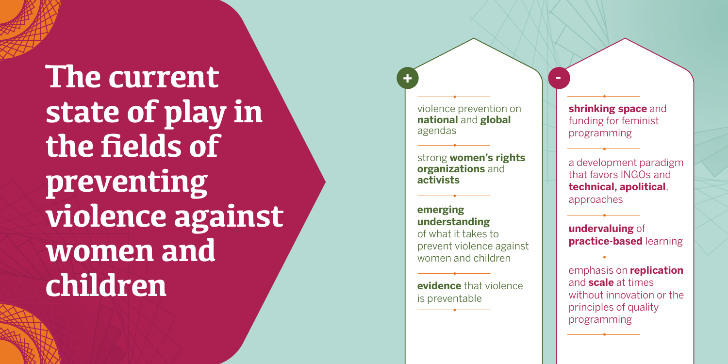# The current state of play in the fields of preventing violence against women and children

**+**

- violence prevention on **national** and **global** agendas
- strong **women's rights organizations** and **activists**
- **emerging understanding** of what it takes to prevent violence against women and children
- **evidence** that violence is preventable

**-**

- **shrinking space** and funding for feminist programming
- a development paradigm that favors INGOs and **technical, apolitical**, approaches
- **undervaluing** of **practice-based** learning
- emphasis on **replication** and **scale** at times without innovation or the principles of quality programming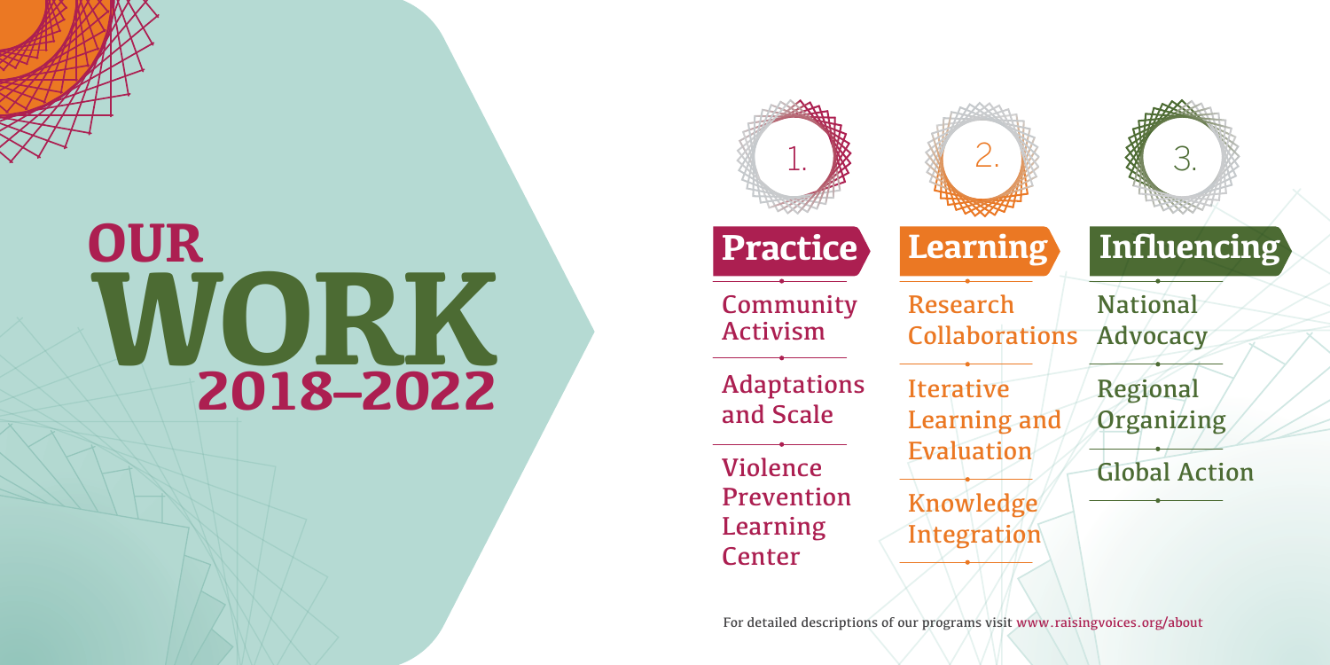# OUR WORK 2018–2022

## 1. Practice

- Community Activism
- Adaptations and Scale
- Violence Prevention Learning Center

## 2. Learning

- Research Collaborations
- Iterative Learning and Evaluation
- Knowledge Integration

## 3. Influencing

- National Advocacy
- Regional Organizing
- Global Action

For detailed descriptions of our programs visit www.raisingvoices.org/about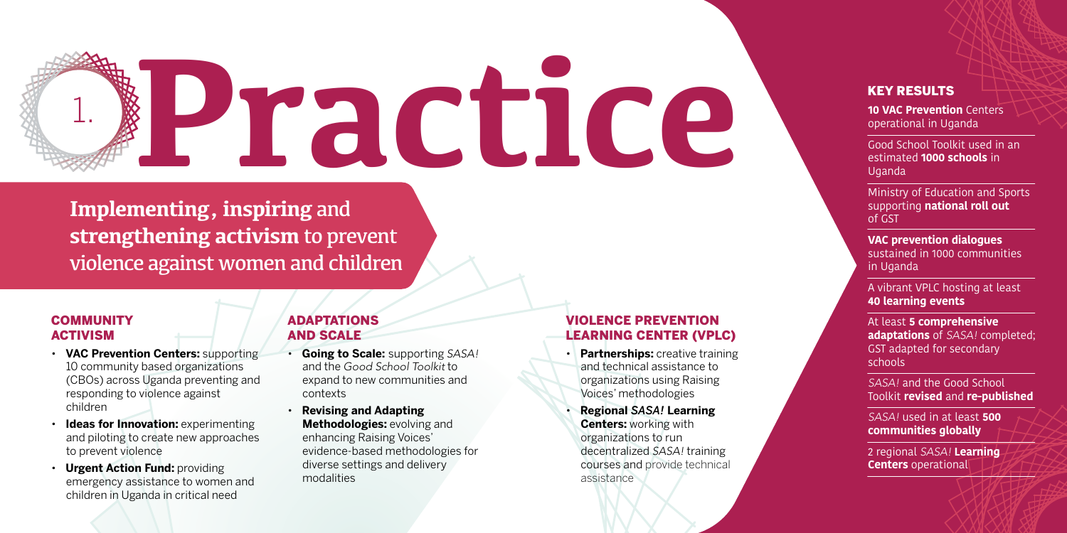# 1. Practice

**Implementing, inspiring** and **strengthening activism** to prevent violence against women and children

## COMMUNITY ACTIVISM

- **VAC Prevention Centers:** supporting 10 community based organizations (CBOs) across Uganda preventing and responding to violence against children
- **Ideas for Innovation:** experimenting and piloting to create new approaches to prevent violence
- **Urgent Action Fund:** providing emergency assistance to women and children in Uganda in critical need

## ADAPTATIONS AND SCALE

- **Going to Scale:** supporting *SASA!* and the *Good School Toolkit* to expand to new communities and contexts
- **Revising and Adapting Methodologies:** evolving and enhancing Raising Voices' evidence-based methodologies for diverse settings and delivery modalities

## VIOLENCE PREVENTION LEARNING CENTER (VPLC)

- **Partnerships:** creative training and technical assistance to organizations using Raising Voices' methodologies
- **Regional *SASA!* Learning Centers:** working with organizations to run decentralized *SASA!* training courses and provide technical assistance

## KEY RESULTS

**10 VAC Prevention** Centers operational in Uganda

Good School Toolkit used in an estimated **1000 schools** in Uganda

Ministry of Education and Sports supporting **national roll out** of GST

**VAC prevention dialogues** sustained in 1000 communities in Uganda

A vibrant VPLC hosting at least **40 learning events**

At least **5 comprehensive adaptations** of *SASA!* completed; GST adapted for secondary schools

*SASA!* and the Good School Toolkit **revised** and **re-published**

*SASA!* used in at least **500 communities globally**

2 regional *SASA!* **Learning Centers** operational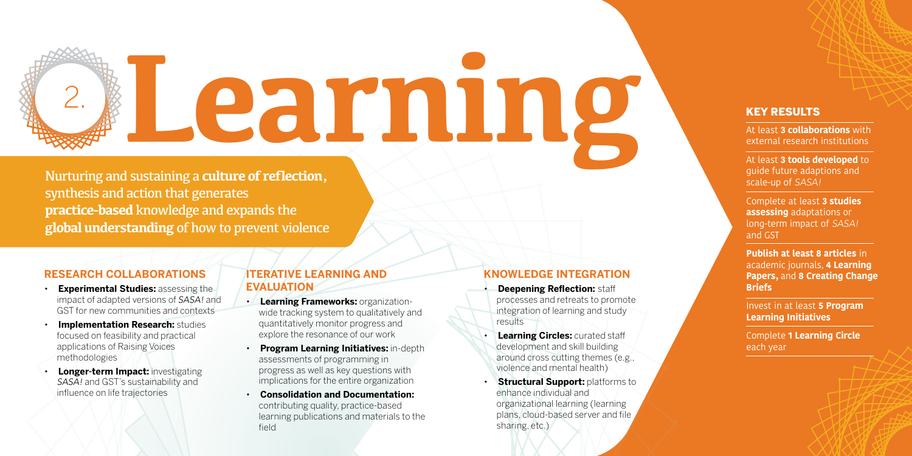# 2. Learning

Nurturing and sustaining a **culture of reflection**, synthesis and action that generates **practice-based** knowledge and expands the **global understanding** of how to prevent violence

## RESEARCH COLLABORATIONS

- **Experimental Studies:** assessing the impact of adapted versions of *SASA!* and GST for new communities and contexts
- **Implementation Research:** studies focused on feasibility and practical applications of Raising Voices methodologies
- **Longer-term Impact:** investigating *SASA!* and GST's sustainability and influence on life trajectories

## ITERATIVE LEARNING AND EVALUATION

- **Learning Frameworks:** organization-wide tracking system to qualitatively and quantitatively monitor progress and explore the resonance of our work
- **Program Learning Initiatives:** in-depth assessments of programming in progress as well as key questions with implications for the entire organization
- **Consolidation and Documentation:** contributing quality, practice-based learning publications and materials to the field

## KNOWLEDGE INTEGRATION

- **Deepening Reflection:** staff processes and retreats to promote integration of learning and study results
- **Learning Circles:** curated staff development and skill building around cross cutting themes (e.g., violence and mental health)
- **Structural Support:** platforms to enhance individual and organizational learning (learning plans, cloud-based server and file sharing, etc.)

## KEY RESULTS

At least **3 collaborations** with external research institutions

At least **3 tools developed** to guide future adaptions and scale-up of *SASA!*

Complete at least **3 studies assessing** adaptations or long-term impact of *SASA!* and GST

**Publish at least 8 articles** in academic journals, **4 Learning Papers,** and **8 Creating Change Briefs**

Invest in at least **5 Program Learning Initiatives**

Complete **1 Learning Circle** each year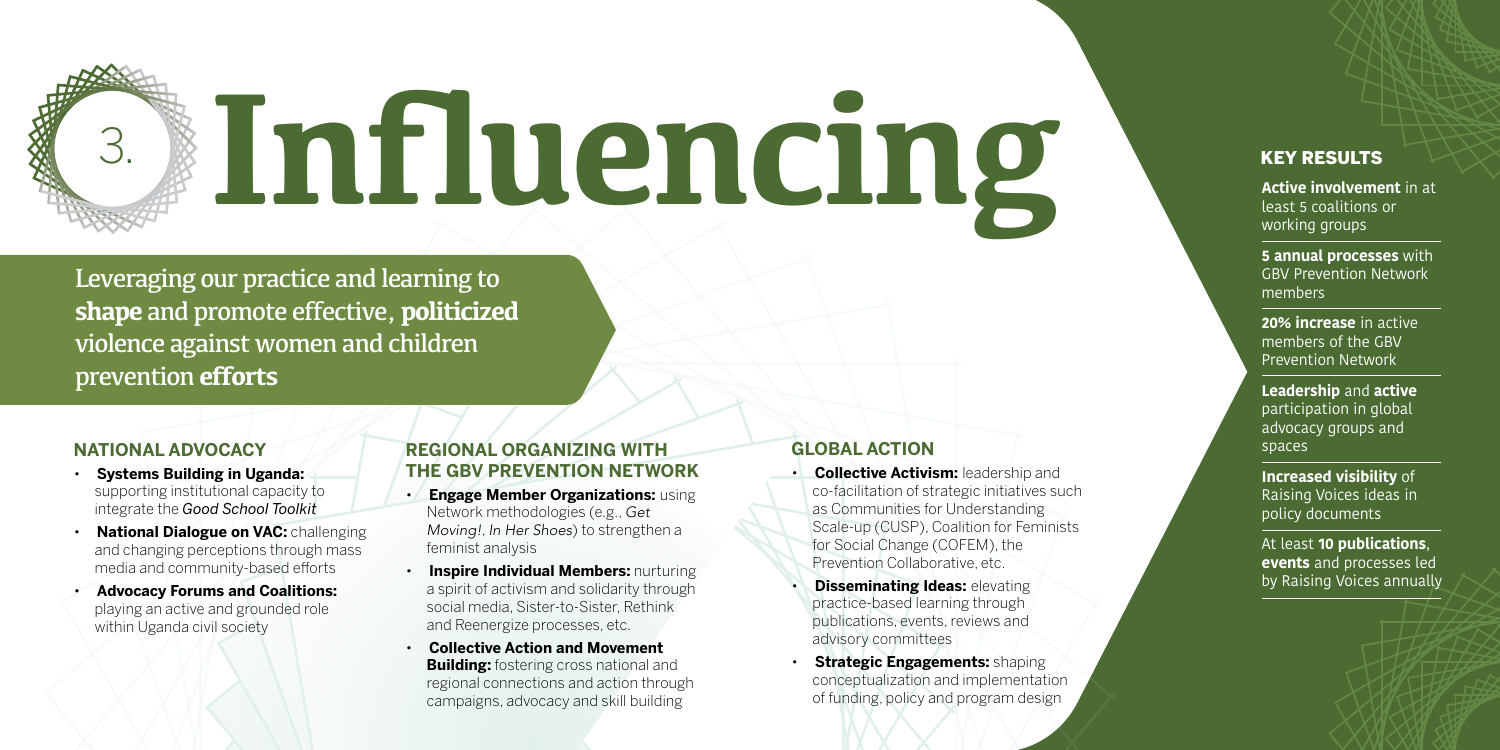# 3. Influencing

Leveraging our practice and learning to **shape** and promote effective, **politicized** violence against women and children prevention **efforts**

## NATIONAL ADVOCACY

- **Systems Building in Uganda:** supporting institutional capacity to integrate the *Good School Toolkit*
- **National Dialogue on VAC:** challenging and changing perceptions through mass media and community-based efforts
- **Advocacy Forums and Coalitions:** playing an active and grounded role within Uganda civil society

## REGIONAL ORGANIZING WITH THE GBV PREVENTION NETWORK

- **Engage Member Organizations:** using Network methodologies (e.g., *Get Moving!*, *In Her Shoes*) to strengthen a feminist analysis
- **Inspire Individual Members:** nurturing a spirit of activism and solidarity through social media, Sister-to-Sister, Rethink and Reenergize processes, etc.
- **Collective Action and Movement Building:** fostering cross national and regional connections and action through campaigns, advocacy and skill building

## GLOBAL ACTION

- **Collective Activism:** leadership and co-facilitation of strategic initiatives such as Communities for Understanding Scale-up (CUSP), Coalition for Feminists for Social Change (COFEM), the Prevention Collaborative, etc.
- **Disseminating Ideas:** elevating practice-based learning through publications, events, reviews and advisory committees
- **Strategic Engagements:** shaping conceptualization and implementation of funding, policy and program design

## KEY RESULTS

**Active involvement** in at least 5 coalitions or working groups

**5 annual processes** with GBV Prevention Network members

**20% increase** in active members of the GBV Prevention Network

**Leadership** and **active** participation in global advocacy groups and spaces

**Increased visibility** of Raising Voices ideas in policy documents

At least **10 publications**, **events** and processes led by Raising Voices annually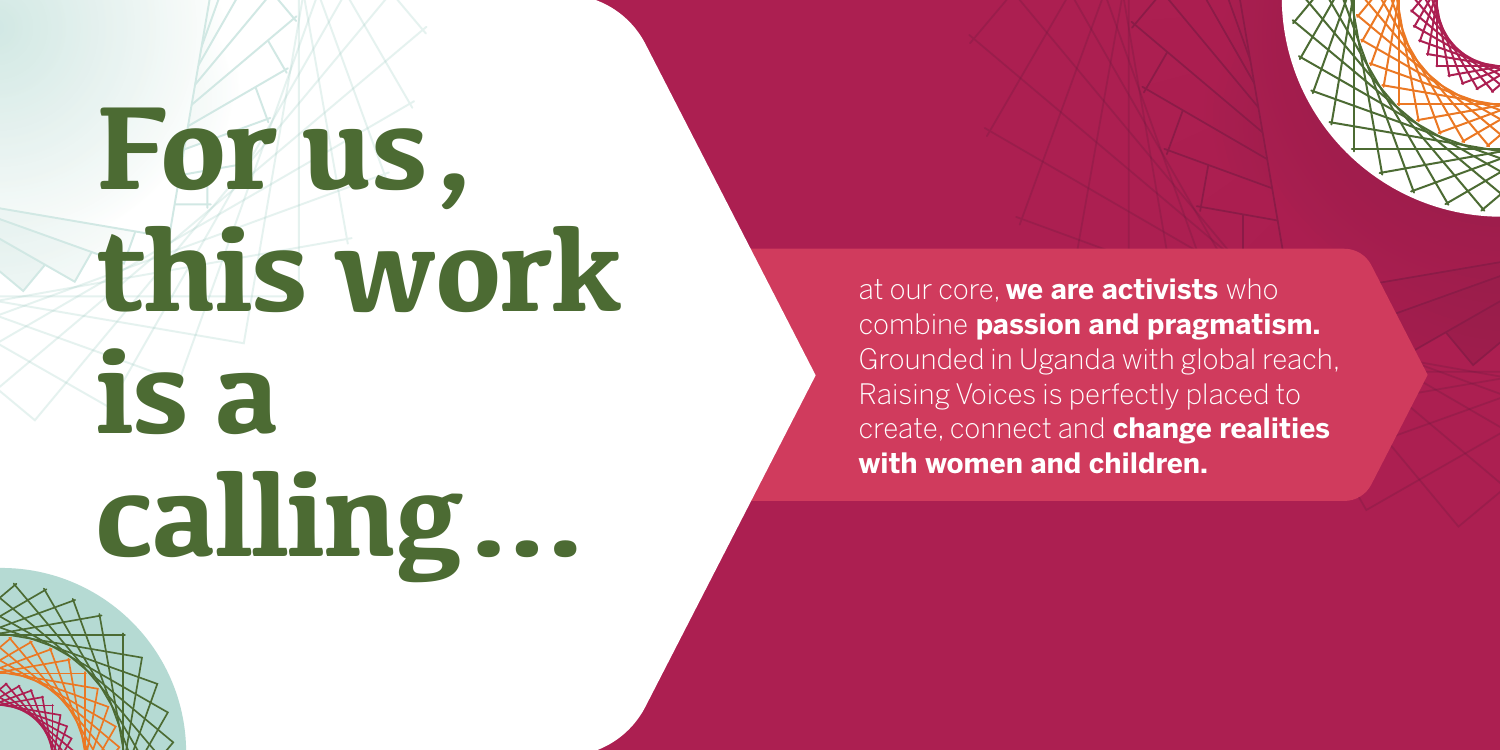# For us, this work is a calling…

at our core, **we are activists** who combine **passion and pragmatism.** Grounded in Uganda with global reach, Raising Voices is perfectly placed to create, connect and **change realities with women and children.**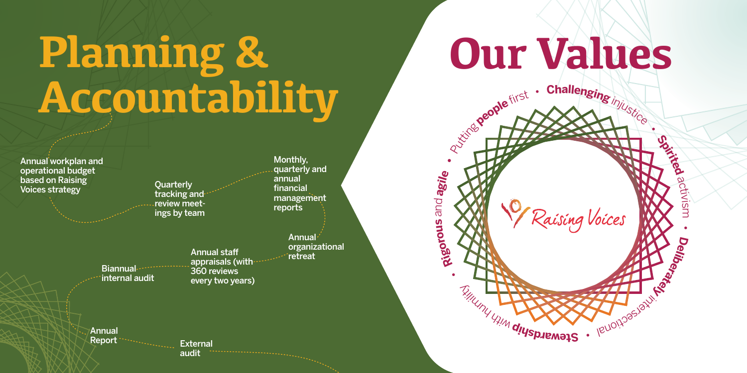# Planning & Accountability

- Annual workplan and operational budget based on Raising Voices strategy
- Quarterly tracking and review meetings by team
- Monthly, quarterly and annual financial management reports
- Annual organizational retreat
- Annual staff appraisals (with 360 reviews every two years)
- Biannual internal audit
- Annual Report
- External audit

# Our Values

Raising Voices

- Putting **people** first
- **Challenging** injustice
- **Spirited** activism
- **Deliberately** intersectional
- **Stewardship** with humility
- **Rigorous** and **agile**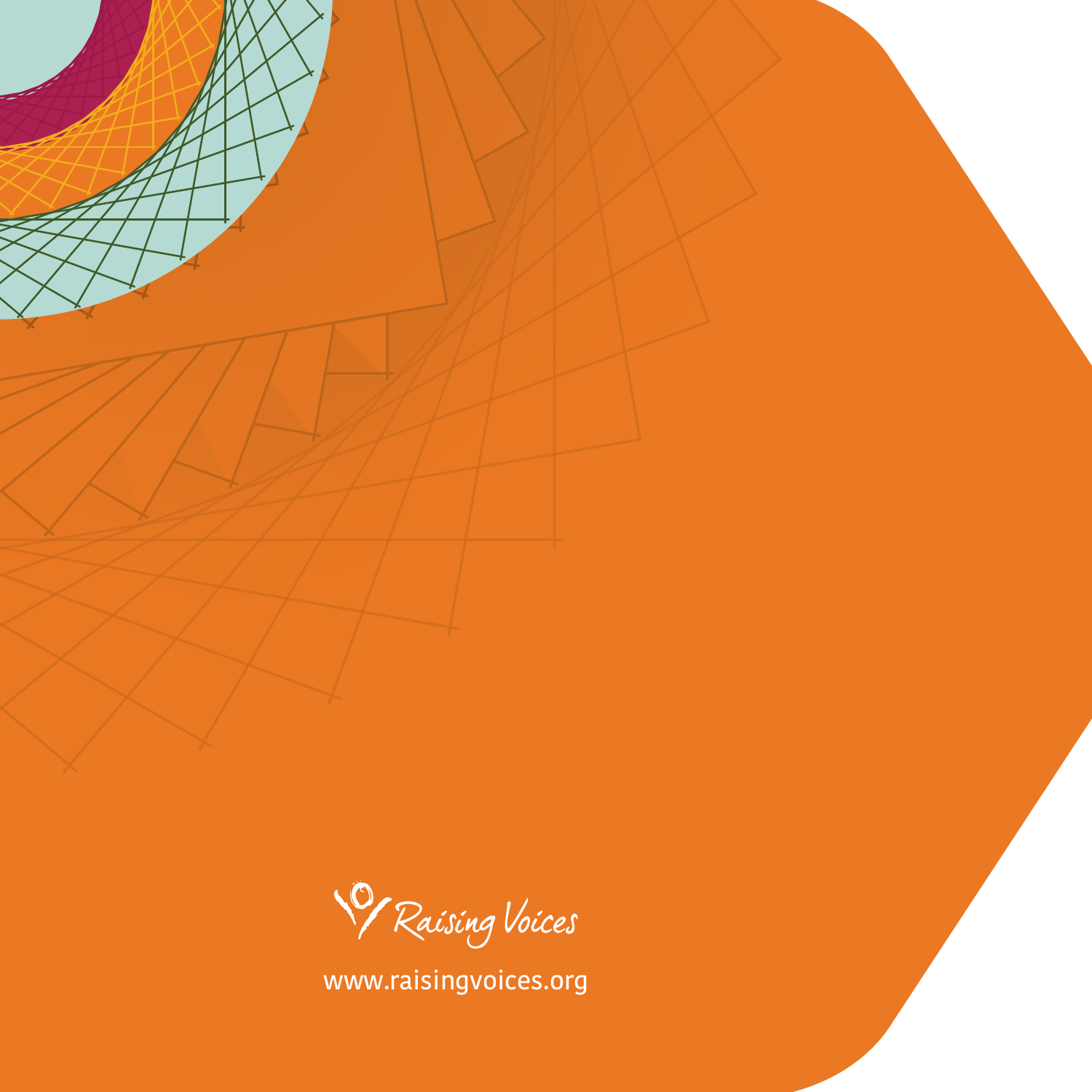Raising Voices

www.raisingvoices.org